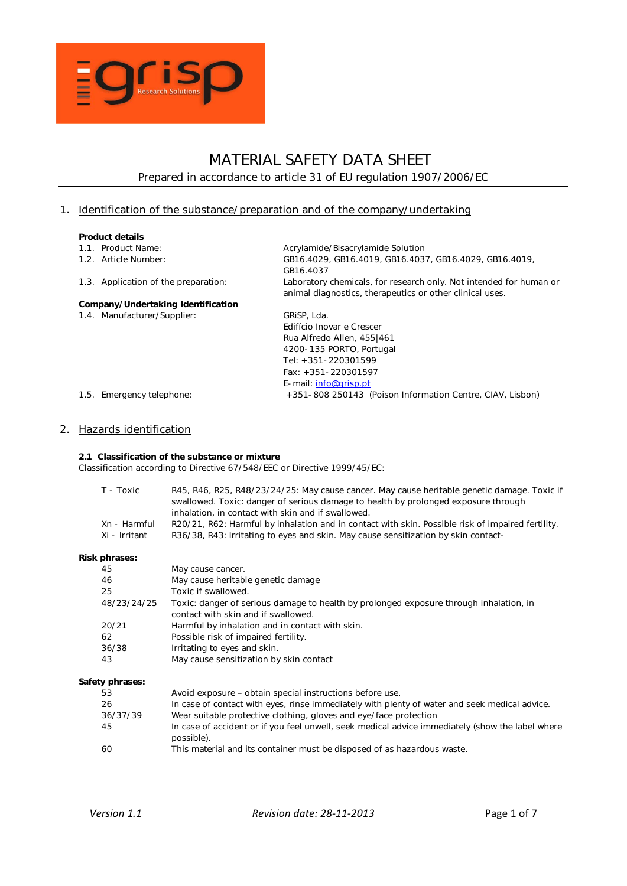# MATERIAL SAFETY DATA SHEET

Prepared in accordance to article 31 of EU regulation 1907/2006/EC

## 1. Identification of the substance/preparation and of the company/undertaking

**Product details**

| | |
|---|---|
| 1.1. Product Name: | Acrylamide/Bisacrylamide Solution |
| 1.2. Article Number: | GB16.4029, GB16.4019, GB16.4037, GB16.4029, GB16.4019, GB16.4037 |
| 1.3. Application of the preparation: | Laboratory chemicals, for research only. Not intended for human or animal diagnostics, therapeutics or other clinical uses. |

**Company/Undertaking Identification**

| | |
|---|---|
| 1.4. Manufacturer/Supplier: | GRiSP, Lda.<br>Edifício Inovar e Crescer<br>Rua Alfredo Allen, 455\|461<br>4200-135 PORTO, Portugal<br>Tel: +351-220301599<br>Fax: +351-220301597<br>E-mail: info@grisp.pt |
| 1.5. Emergency telephone: | +351-808 250143 (Poison Information Centre, CIAV, Lisbon) |

## 2. Hazards identification

**2.1 Classification of the substance or mixture**

Classification according to Directive 67/548/EEC or Directive 1999/45/EC:

| | |
|---|---|
| T - Toxic | R45, R46, R25, R48/23/24/25: May cause cancer. May cause heritable genetic damage. Toxic if swallowed. Toxic: danger of serious damage to health by prolonged exposure through inhalation, in contact with skin and if swallowed. |
| Xn - Harmful | R20/21, R62: Harmful by inhalation and in contact with skin. Possible risk of impaired fertility. |
| Xi - Irritant | R36/38, R43: Irritating to eyes and skin. May cause sensitization by skin contact- |

**Risk phrases:**

| | |
|---|---|
| 45 | May cause cancer. |
| 46 | May cause heritable genetic damage |
| 25 | Toxic if swallowed. |
| 48/23/24/25 | Toxic: danger of serious damage to health by prolonged exposure through inhalation, in contact with skin and if swallowed. |
| 20/21 | Harmful by inhalation and in contact with skin. |
| 62 | Possible risk of impaired fertility. |
| 36/38 | Irritating to eyes and skin. |
| 43 | May cause sensitization by skin contact |

**Safety phrases:**

| | |
|---|---|
| 53 | Avoid exposure – obtain special instructions before use. |
| 26 | In case of contact with eyes, rinse immediately with plenty of water and seek medical advice. |
| 36/37/39 | Wear suitable protective clothing, gloves and eye/face protection |
| 45 | In case of accident or if you feel unwell, seek medical advice immediately (show the label where possible). |
| 60 | This material and its container must be disposed of as hazardous waste. |

*Version 1.1* *Revision date: 28-11-2013*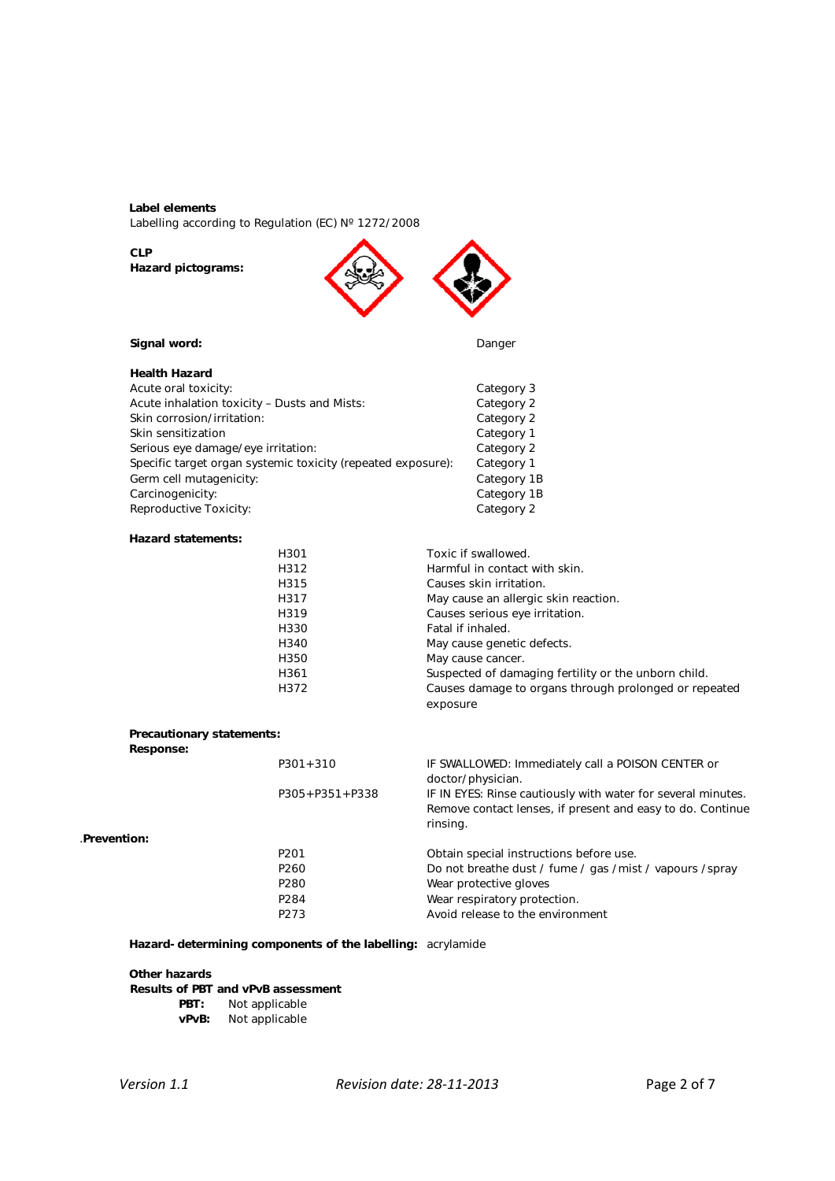**Label elements**

Labelling according to Regulation (EC) Nº 1272/2008

**CLP**

**Hazard pictograms:**

**Signal word:** Danger

**Health Hazard**

| | |
|---|---|
| Acute oral toxicity: | Category 3 |
| Acute inhalation toxicity – Dusts and Mists: | Category 2 |
| Skin corrosion/irritation: | Category 2 |
| Skin sensitization | Category 1 |
| Serious eye damage/eye irritation: | Category 2 |
| Specific target organ systemic toxicity (repeated exposure): | Category 1 |
| Germ cell mutagenicity: | Category 1B |
| Carcinogenicity: | Category 1B |
| Reproductive Toxicity: | Category 2 |

**Hazard statements:**

| | |
|---|---|
| H301 | Toxic if swallowed. |
| H312 | Harmful in contact with skin. |
| H315 | Causes skin irritation. |
| H317 | May cause an allergic skin reaction. |
| H319 | Causes serious eye irritation. |
| H330 | Fatal if inhaled. |
| H340 | May cause genetic defects. |
| H350 | May cause cancer. |
| H361 | Suspected of damaging fertility or the unborn child. |
| H372 | Causes damage to organs through prolonged or repeated exposure |

**Precautionary statements:**

**Response:**

| | |
|---|---|
| P301+310 | IF SWALLOWED: Immediately call a POISON CENTER or doctor/physician. |
| P305+P351+P338 | IF IN EYES: Rinse cautiously with water for several minutes. Remove contact lenses, if present and easy to do. Continue rinsing. |

**Prevention:**

| | |
|---|---|
| P201 | Obtain special instructions before use. |
| P260 | Do not breathe dust / fume / gas / mist / vapours / spray |
| P280 | Wear protective gloves |
| P284 | Wear respiratory protection. |
| P273 | Avoid release to the environment |

**Hazard- determining components of the labelling:** acrylamide

**Other hazards**

**Results of PBT and vPvB assessment**

**PBT:** Not applicable

**vPvB:** Not applicable

*Version 1.1* *Revision date: 28-11-2013*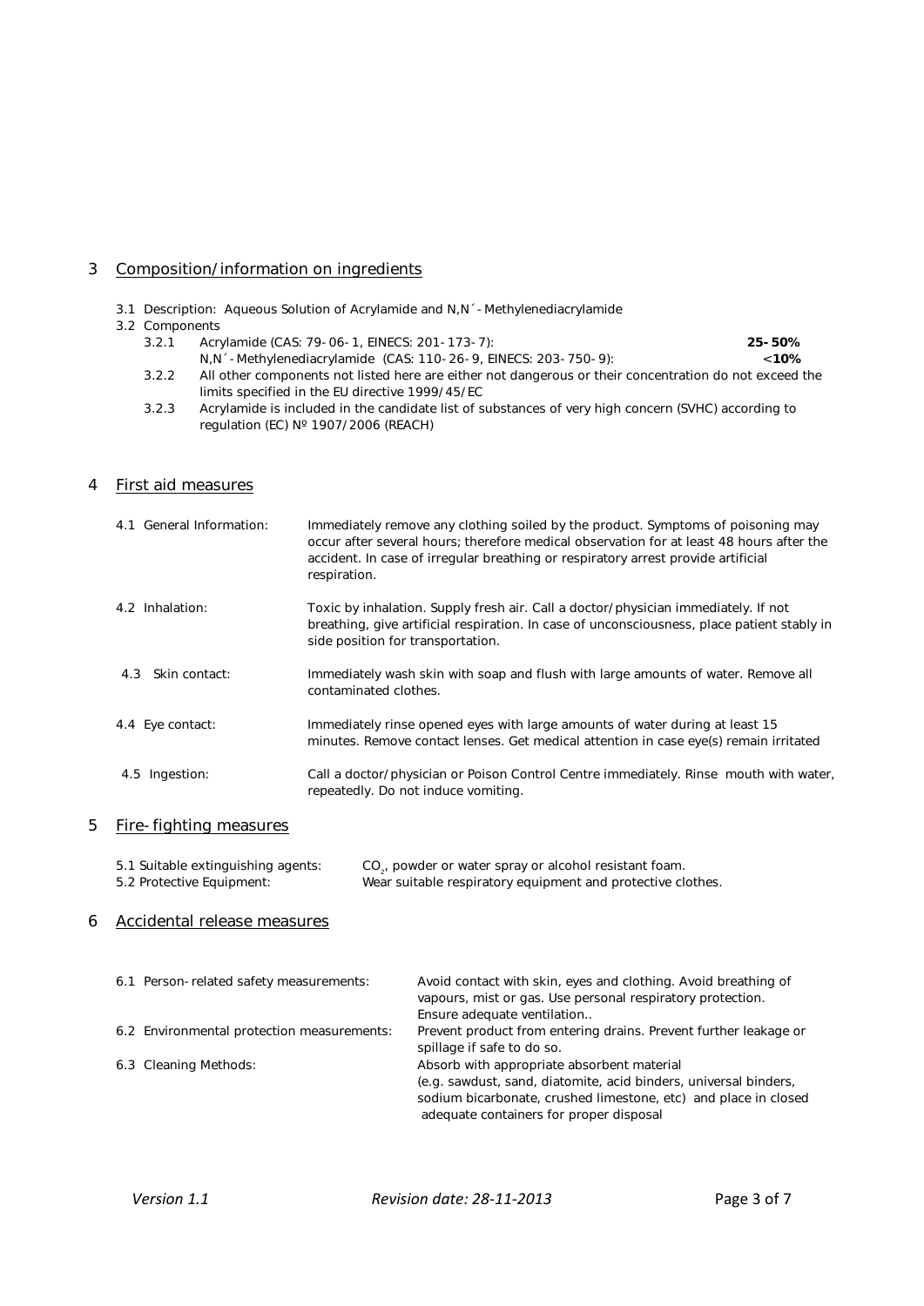## 3 Composition/information on ingredients

3.1 Description: Aqueous Solution of Acrylamide and N,N´-Methylenediacrylamide

3.2 Components

3.2.1 Acrylamide (CAS: 79-06-1, EINECS: 201-173-7): **25-50%**
N,N´-Methylenediacrylamide (CAS: 110-26-9, EINECS: 203-750-9): **<10%**

3.2.2 All other components not listed here are either not dangerous or their concentration do not exceed the limits specified in the EU directive 1999/45/EC

3.2.3 Acrylamide is included in the candidate list of substances of very high concern (SVHC) according to regulation (EC) Nº 1907/2006 (REACH)

## 4 First aid measures

4.1 General Information: Immediately remove any clothing soiled by the product. Symptoms of poisoning may occur after several hours; therefore medical observation for at least 48 hours after the accident. In case of irregular breathing or respiratory arrest provide artificial respiration.

4.2 Inhalation: Toxic by inhalation. Supply fresh air. Call a doctor/physician immediately. If not breathing, give artificial respiration. In case of unconsciousness, place patient stably in side position for transportation.

4.3 Skin contact: Immediately wash skin with soap and flush with large amounts of water. Remove all contaminated clothes.

4.4 Eye contact: Immediately rinse opened eyes with large amounts of water during at least 15 minutes. Remove contact lenses. Get medical attention in case eye(s) remain irritated

4.5 Ingestion: Call a doctor/physician or Poison Control Centre immediately. Rinse mouth with water, repeatedly. Do not induce vomiting.

## 5 Fire-fighting measures

5.1 Suitable extinguishing agents: $CO_2$, powder or water spray or alcohol resistant foam.
5.2 Protective Equipment: Wear suitable respiratory equipment and protective clothes.

## 6 Accidental release measures

6.1 Person-related safety measurements: Avoid contact with skin, eyes and clothing. Avoid breathing of vapours, mist or gas. Use personal respiratory protection. Ensure adequate ventilation..

6.2 Environmental protection measurements: Prevent product from entering drains. Prevent further leakage or spillage if safe to do so.

6.3 Cleaning Methods: Absorb with appropriate absorbent material (e.g. sawdust, sand, diatomite, acid binders, universal binders, sodium bicarbonate, crushed limestone, etc) and place in closed adequate containers for proper disposal

*Version 1.1* *Revision date: 28-11-2013*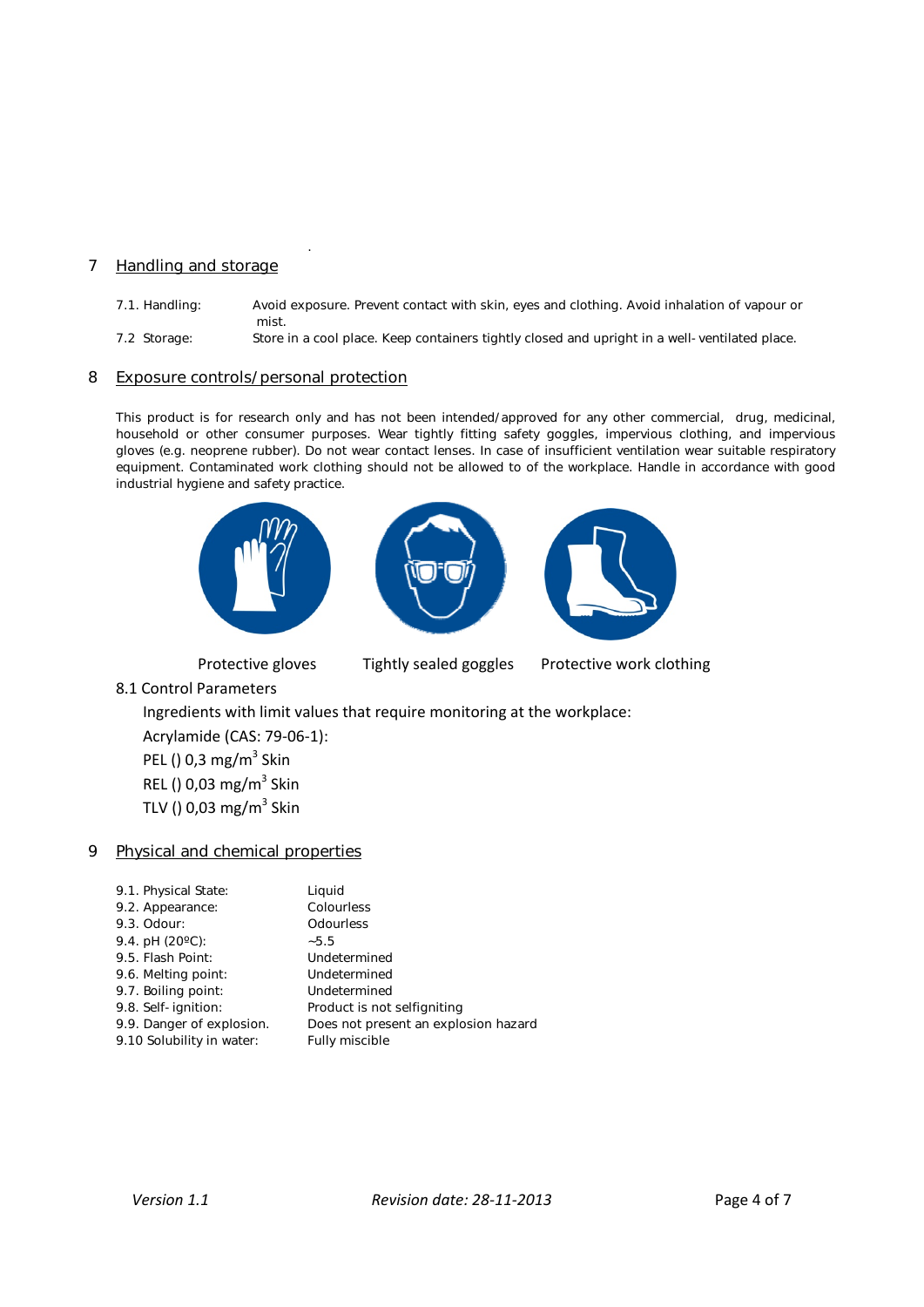## 7 Handling and storage

7.1. Handling: Avoid exposure. Prevent contact with skin, eyes and clothing. Avoid inhalation of vapour or mist.

7.2 Storage: Store in a cool place. Keep containers tightly closed and upright in a well-ventilated place.

## 8 Exposure controls/personal protection

This product is for research only and has not been intended/approved for any other commercial, drug, medicinal, household or other consumer purposes. Wear tightly fitting safety goggles, impervious clothing, and impervious gloves (e.g. neoprene rubber). Do not wear contact lenses. In case of insufficient ventilation wear suitable respiratory equipment. Contaminated work clothing should not be allowed to of the workplace. Handle in accordance with good industrial hygiene and safety practice.

Protective gloves Tightly sealed goggles Protective work clothing

### 8.1 Control Parameters

Ingredients with limit values that require monitoring at the workplace:

Acrylamide (CAS: 79-06-1):

PEL () 0,3 mg/m$^3$ Skin

REL () 0,03 mg/m$^3$ Skin

TLV () 0,03 mg/m$^3$ Skin

## 9 Physical and chemical properties

| | |
|---|---|
| 9.1. Physical State: | Liquid |
| 9.2. Appearance: | Colourless |
| 9.3. Odour: | Odourless |
| 9.4. pH (20ºC): | ~5.5 |
| 9.5. Flash Point: | Undetermined |
| 9.6. Melting point: | Undetermined |
| 9.7. Boiling point: | Undetermined |
| 9.8. Self-ignition: | Product is not selfigniting |
| 9.9. Danger of explosion. | Does not present an explosion hazard |
| 9.10 Solubility in water: | Fully miscible |

*Version 1.1* *Revision date: 28-11-2013*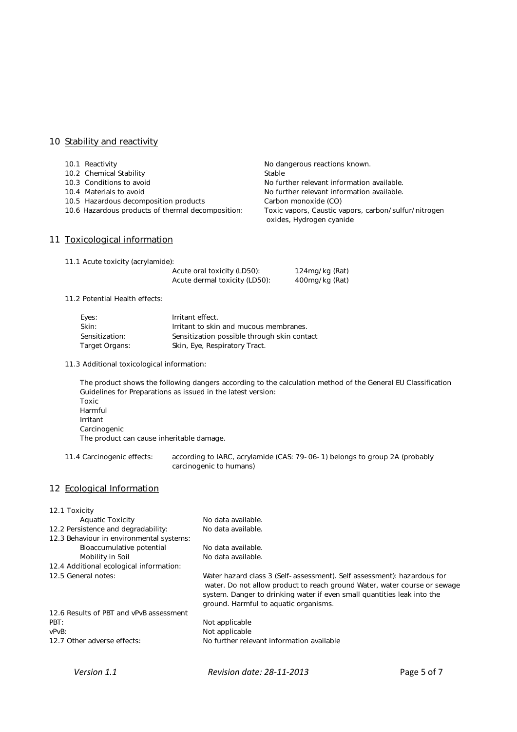## 10 Stability and reactivity

| | |
|---|---|
| 10.1 Reactivity | No dangerous reactions known. |
| 10.2 Chemical Stability | Stable |
| 10.3 Conditions to avoid | No further relevant information available. |
| 10.4 Materials to avoid | No further relevant information available. |
| 10.5 Hazardous decomposition products | Carbon monoxide (CO) |
| 10.6 Hazardous products of thermal decomposition: | Toxic vapors, Caustic vapors, carbon/sulfur/nitrogen oxides, Hydrogen cyanide |

## 11 Toxicological information

11.1 Acute toxicity (acrylamide):

| | |
|---|---|
| Acute oral toxicity (LD50): | 124mg/kg (Rat) |
| Acute dermal toxicity (LD50): | 400mg/kg (Rat) |

11.2 Potential Health effects:

| | |
|---|---|
| Eyes: | Irritant effect. |
| Skin: | Irritant to skin and mucous membranes. |
| Sensitization: | Sensitization possible through skin contact |
| Target Organs: | Skin, Eye, Respiratory Tract. |

11.3 Additional toxicological information:

The product shows the following dangers according to the calculation method of the General EU Classification Guidelines for Preparations as issued in the latest version:
Toxic
Harmful
Irritant
Carcinogenic
The product can cause inheritable damage.

11.4 Carcinogenic effects: according to IARC, acrylamide (CAS: 79-06-1) belongs to group 2A (probably carcinogenic to humans)

## 12 Ecological Information

| | |
|---|---|
| 12.1 Toxicity | |
| Aquatic Toxicity | No data available. |
| 12.2 Persistence and degradability: | No data available. |
| 12.3 Behaviour in environmental systems: | |
| Bioaccumulative potential | No data available. |
| Mobility in Soil | No data available. |
| 12.4 Additional ecological information: | |
| 12.5 General notes: | Water hazard class 3 (Self-assessment). Self assessment): hazardous for water. Do not allow product to reach ground Water, water course or sewage system. Danger to drinking water if even small quantities leak into the ground. Harmful to aquatic organisms. |
| 12.6 Results of PBT and vPvB assessment | |
| PBT: | Not applicable |
| vPvB: | Not applicable |
| 12.7 Other adverse effects: | No further relevant information available |

*Version 1.1* *Revision date: 28-11-2013*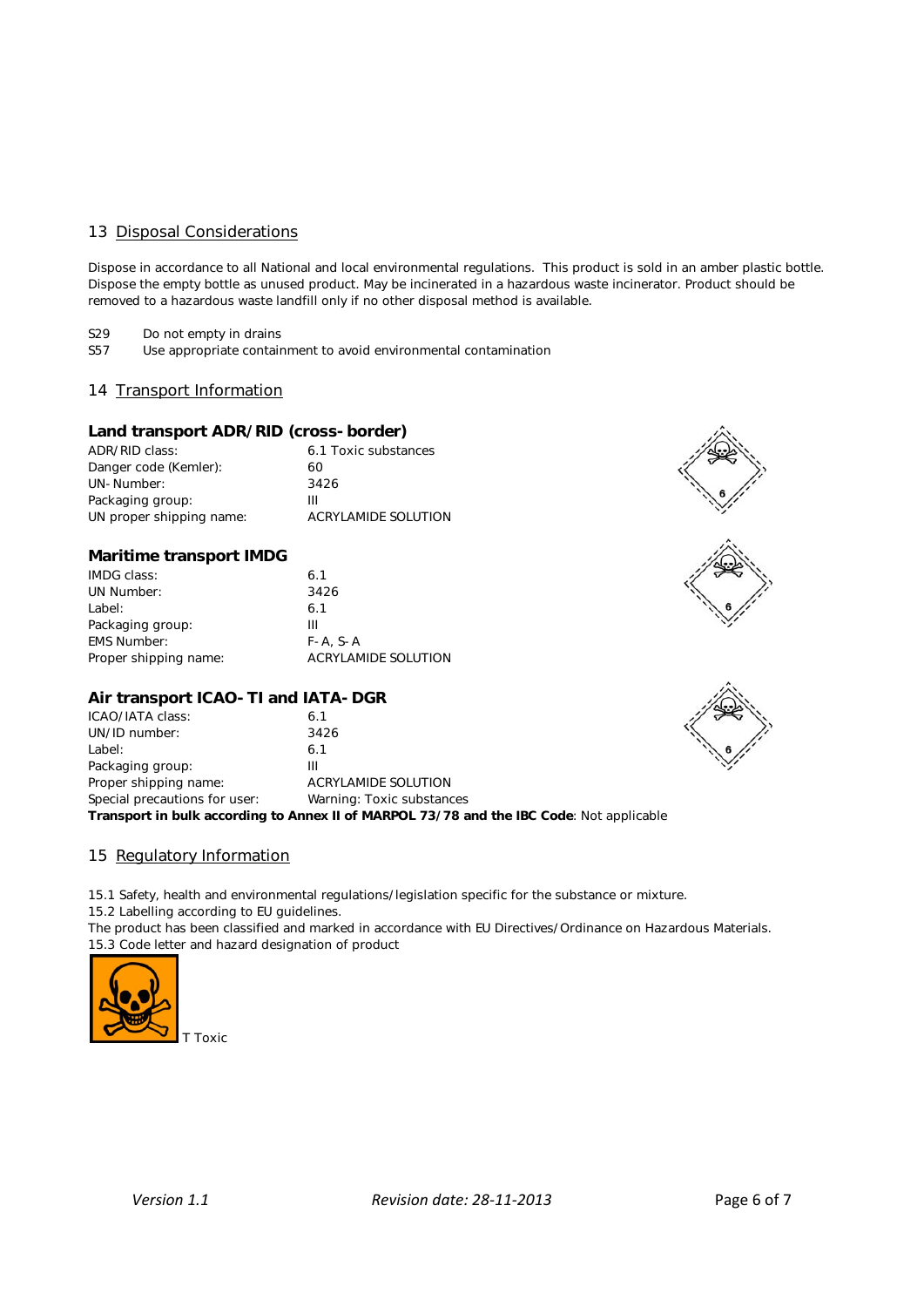## 13 Disposal Considerations

Dispose in accordance to all National and local environmental regulations. This product is sold in an amber plastic bottle. Dispose the empty bottle as unused product. May be incinerated in a hazardous waste incinerator. Product should be removed to a hazardous waste landfill only if no other disposal method is available.

S29 Do not empty in drains
S57 Use appropriate containment to avoid environmental contamination

## 14 Transport Information

### Land transport ADR/RID (cross-border)

ADR/RID class: 6.1 Toxic substances
Danger code (Kemler): 60
UN-Number: 3426
Packaging group: III
UN proper shipping name: ACRYLAMIDE SOLUTION

### Maritime transport IMDG

IMDG class: 6.1
UN Number: 3426
Label: 6.1
Packaging group: III
EMS Number: F-A, S-A
Proper shipping name: ACRYLAMIDE SOLUTION

### Air transport ICAO-TI and IATA-DGR

ICAO/IATA class: 6.1
UN/ID number: 3426
Label: 6.1
Packaging group: III
Proper shipping name: ACRYLAMIDE SOLUTION
Special precautions for user: Warning: Toxic substances

**Transport in bulk according to Annex II of MARPOL 73/78 and the IBC Code**: Not applicable

## 15 Regulatory Information

15.1 Safety, health and environmental regulations/legislation specific for the substance or mixture.
15.2 Labelling according to EU guidelines.
The product has been classified and marked in accordance with EU Directives/Ordinance on Hazardous Materials.
15.3 Code letter and hazard designation of product

T Toxic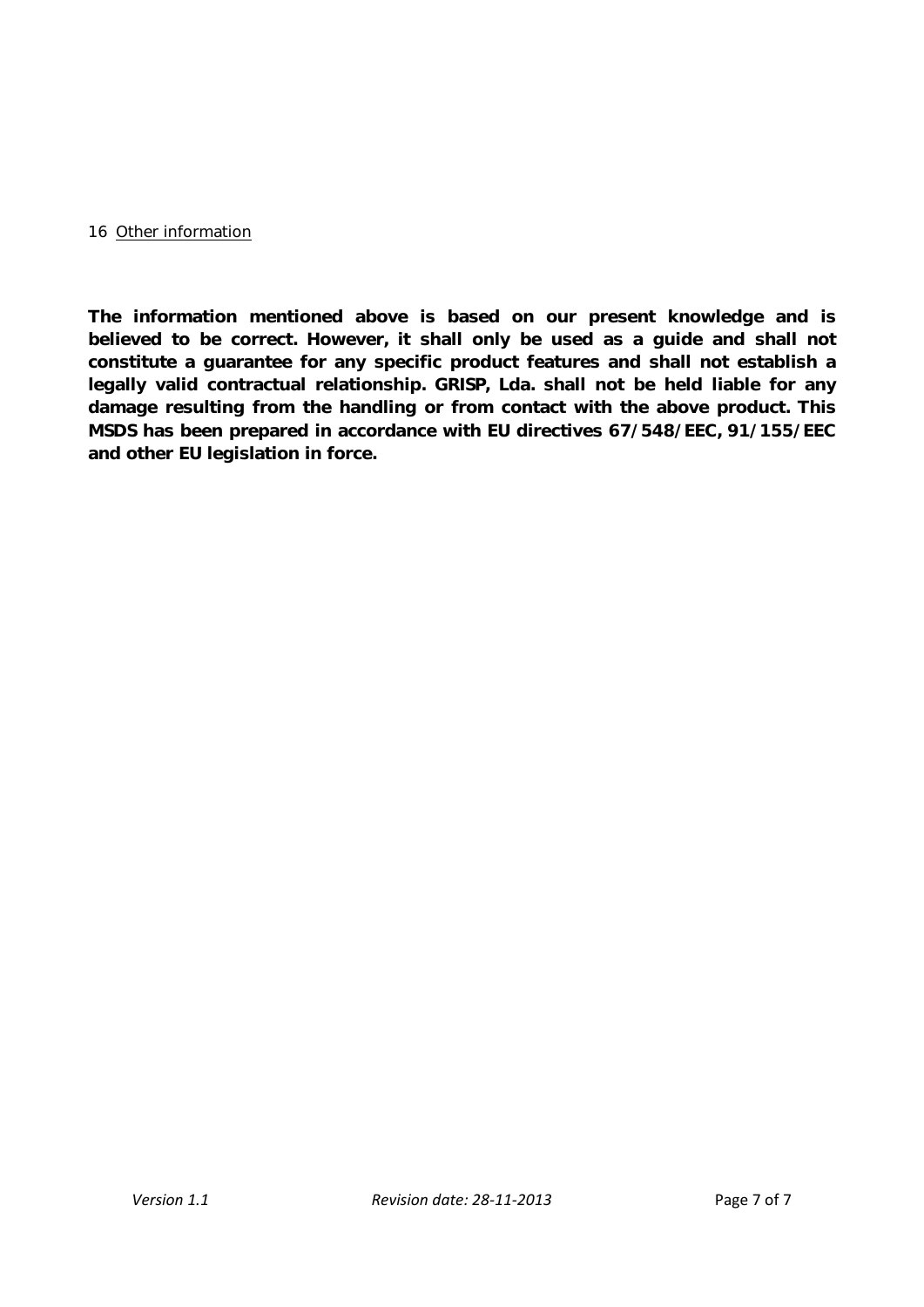## 16 Other information

**The information mentioned above is based on our present knowledge and is believed to be correct. However, it shall only be used as a guide and shall not constitute a guarantee for any specific product features and shall not establish a legally valid contractual relationship. GRISP, Lda. shall not be held liable for any damage resulting from the handling or from contact with the above product. This MSDS has been prepared in accordance with EU directives 67/548/EEC, 91/155/EEC and other EU legislation in force.**